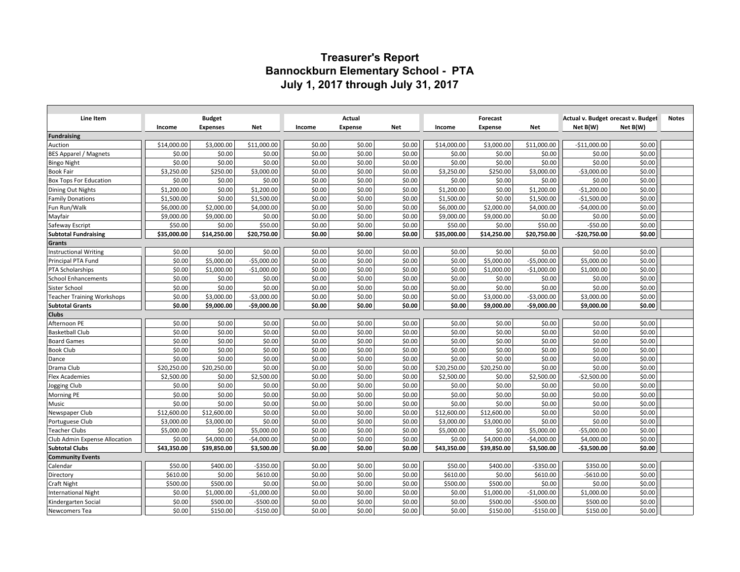# Treasurer's Report
# Bannockburn Elementary School - PTA
# July 1, 2017 through July 31, 2017

| Line Item | Budget | | | Actual | | | Forecast | | | Actual v. Budget | orecast v. Budget | Notes |
|---|---|---|---|---|---|---|---|---|---|---|---|---|
| | Income | Expenses | Net | Income | Expense | Net | Income | Expense | Net | Net B(W) | Net B(W) | |
| **Fundraising** | | | | | | | | | | | | |
| Auction | $14,000.00 | $3,000.00 | $11,000.00 | $0.00 | $0.00 | $0.00 | $14,000.00 | $3,000.00 | $11,000.00 | -$11,000.00 | $0.00 | |
| BES Apparel / Magnets | $0.00 | $0.00 | $0.00 | $0.00 | $0.00 | $0.00 | $0.00 | $0.00 | $0.00 | $0.00 | $0.00 | |
| Bingo Night | $0.00 | $0.00 | $0.00 | $0.00 | $0.00 | $0.00 | $0.00 | $0.00 | $0.00 | $0.00 | $0.00 | |
| Book Fair | $3,250.00 | $250.00 | $3,000.00 | $0.00 | $0.00 | $0.00 | $3,250.00 | $250.00 | $3,000.00 | -$3,000.00 | $0.00 | |
| Box Tops For Education | $0.00 | $0.00 | $0.00 | $0.00 | $0.00 | $0.00 | $0.00 | $0.00 | $0.00 | $0.00 | $0.00 | |
| Dining Out Nights | $1,200.00 | $0.00 | $1,200.00 | $0.00 | $0.00 | $0.00 | $1,200.00 | $0.00 | $1,200.00 | -$1,200.00 | $0.00 | |
| Family Donations | $1,500.00 | $0.00 | $1,500.00 | $0.00 | $0.00 | $0.00 | $1,500.00 | $0.00 | $1,500.00 | -$1,500.00 | $0.00 | |
| Fun Run/Walk | $6,000.00 | $2,000.00 | $4,000.00 | $0.00 | $0.00 | $0.00 | $6,000.00 | $2,000.00 | $4,000.00 | -$4,000.00 | $0.00 | |
| Mayfair | $9,000.00 | $9,000.00 | $0.00 | $0.00 | $0.00 | $0.00 | $9,000.00 | $9,000.00 | $0.00 | $0.00 | $0.00 | |
| Safeway Escript | $50.00 | $0.00 | $50.00 | $0.00 | $0.00 | $0.00 | $50.00 | $0.00 | $50.00 | -$50.00 | $0.00 | |
| **Subtotal Fundraising** | **$35,000.00** | **$14,250.00** | **$20,750.00** | **$0.00** | **$0.00** | **$0.00** | **$35,000.00** | **$14,250.00** | **$20,750.00** | **-$20,750.00** | **$0.00** | |
| **Grants** | | | | | | | | | | | | |
| Instructional Writing | $0.00 | $0.00 | $0.00 | $0.00 | $0.00 | $0.00 | $0.00 | $0.00 | $0.00 | $0.00 | $0.00 | |
| Principal PTA Fund | $0.00 | $5,000.00 | -$5,000.00 | $0.00 | $0.00 | $0.00 | $0.00 | $5,000.00 | -$5,000.00 | $5,000.00 | $0.00 | |
| PTA Scholarships | $0.00 | $1,000.00 | -$1,000.00 | $0.00 | $0.00 | $0.00 | $0.00 | $1,000.00 | -$1,000.00 | $1,000.00 | $0.00 | |
| School Enhancements | $0.00 | $0.00 | $0.00 | $0.00 | $0.00 | $0.00 | $0.00 | $0.00 | $0.00 | $0.00 | $0.00 | |
| Sister School | $0.00 | $0.00 | $0.00 | $0.00 | $0.00 | $0.00 | $0.00 | $0.00 | $0.00 | $0.00 | $0.00 | |
| Teacher Training Workshops | $0.00 | $3,000.00 | -$3,000.00 | $0.00 | $0.00 | $0.00 | $0.00 | $3,000.00 | -$3,000.00 | $3,000.00 | $0.00 | |
| **Subtotal Grants** | **$0.00** | **$9,000.00** | **-$9,000.00** | **$0.00** | **$0.00** | **$0.00** | **$0.00** | **$9,000.00** | **-$9,000.00** | **$9,000.00** | **$0.00** | |
| **Clubs** | | | | | | | | | | | | |
| Afternoon PE | $0.00 | $0.00 | $0.00 | $0.00 | $0.00 | $0.00 | $0.00 | $0.00 | $0.00 | $0.00 | $0.00 | |
| Basketball Club | $0.00 | $0.00 | $0.00 | $0.00 | $0.00 | $0.00 | $0.00 | $0.00 | $0.00 | $0.00 | $0.00 | |
| Board Games | $0.00 | $0.00 | $0.00 | $0.00 | $0.00 | $0.00 | $0.00 | $0.00 | $0.00 | $0.00 | $0.00 | |
| Book Club | $0.00 | $0.00 | $0.00 | $0.00 | $0.00 | $0.00 | $0.00 | $0.00 | $0.00 | $0.00 | $0.00 | |
| Dance | $0.00 | $0.00 | $0.00 | $0.00 | $0.00 | $0.00 | $0.00 | $0.00 | $0.00 | $0.00 | $0.00 | |
| Drama Club | $20,250.00 | $20,250.00 | $0.00 | $0.00 | $0.00 | $0.00 | $20,250.00 | $20,250.00 | $0.00 | $0.00 | $0.00 | |
| Flex Academies | $2,500.00 | $0.00 | $2,500.00 | $0.00 | $0.00 | $0.00 | $2,500.00 | $0.00 | $2,500.00 | -$2,500.00 | $0.00 | |
| Jogging Club | $0.00 | $0.00 | $0.00 | $0.00 | $0.00 | $0.00 | $0.00 | $0.00 | $0.00 | $0.00 | $0.00 | |
| Morning PE | $0.00 | $0.00 | $0.00 | $0.00 | $0.00 | $0.00 | $0.00 | $0.00 | $0.00 | $0.00 | $0.00 | |
| Music | $0.00 | $0.00 | $0.00 | $0.00 | $0.00 | $0.00 | $0.00 | $0.00 | $0.00 | $0.00 | $0.00 | |
| Newspaper Club | $12,600.00 | $12,600.00 | $0.00 | $0.00 | $0.00 | $0.00 | $12,600.00 | $12,600.00 | $0.00 | $0.00 | $0.00 | |
| Portuguese Club | $3,000.00 | $3,000.00 | $0.00 | $0.00 | $0.00 | $0.00 | $3,000.00 | $3,000.00 | $0.00 | $0.00 | $0.00 | |
| Teacher Clubs | $5,000.00 | $0.00 | $5,000.00 | $0.00 | $0.00 | $0.00 | $5,000.00 | $0.00 | $5,000.00 | -$5,000.00 | $0.00 | |
| Club Admin Expense Allocation | $0.00 | $4,000.00 | -$4,000.00 | $0.00 | $0.00 | $0.00 | $0.00 | $4,000.00 | -$4,000.00 | $4,000.00 | $0.00 | |
| **Subtotal Clubs** | **$43,350.00** | **$39,850.00** | **$3,500.00** | **$0.00** | **$0.00** | **$0.00** | **$43,350.00** | **$39,850.00** | **$3,500.00** | **-$3,500.00** | **$0.00** | |
| **Community Events** | | | | | | | | | | | | |
| Calendar | $50.00 | $400.00 | -$350.00 | $0.00 | $0.00 | $0.00 | $50.00 | $400.00 | -$350.00 | $350.00 | $0.00 | |
| Directory | $610.00 | $0.00 | $610.00 | $0.00 | $0.00 | $0.00 | $610.00 | $0.00 | $610.00 | -$610.00 | $0.00 | |
| Craft Night | $500.00 | $500.00 | $0.00 | $0.00 | $0.00 | $0.00 | $500.00 | $500.00 | $0.00 | $0.00 | $0.00 | |
| International Night | $0.00 | $1,000.00 | -$1,000.00 | $0.00 | $0.00 | $0.00 | $0.00 | $1,000.00 | -$1,000.00 | $1,000.00 | $0.00 | |
| Kindergarten Social | $0.00 | $500.00 | -$500.00 | $0.00 | $0.00 | $0.00 | $0.00 | $500.00 | -$500.00 | $500.00 | $0.00 | |
| Newcomers Tea | $0.00 | $150.00 | -$150.00 | $0.00 | $0.00 | $0.00 | $0.00 | $150.00 | -$150.00 | $150.00 | $0.00 | |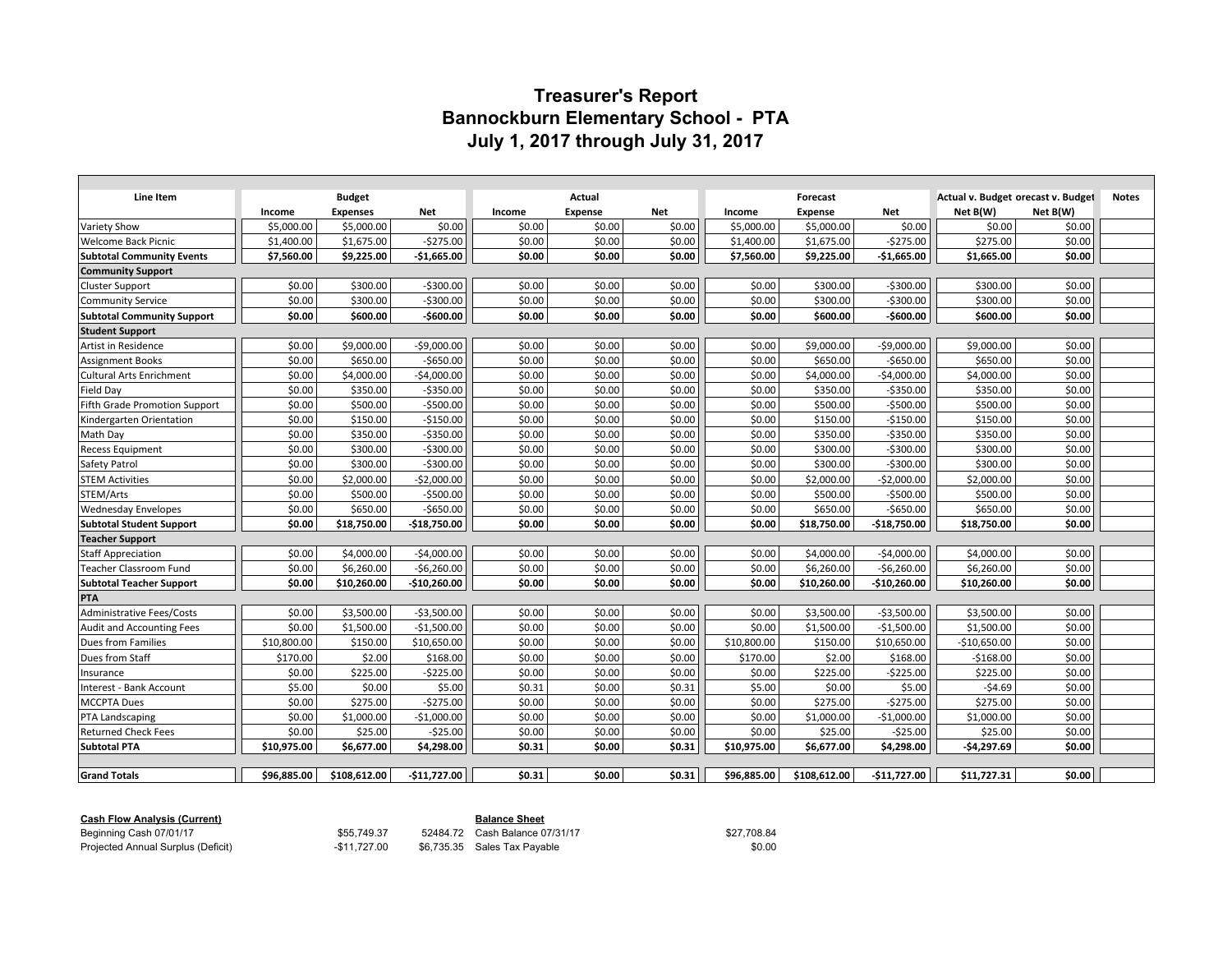# Treasurer's Report
## Bannockburn Elementary School - PTA
## July 1, 2017 through July 31, 2017

| Line Item | Budget | | | Actual | | | Forecast | | | Actual v. Budget | orecast v. Budget | Notes |
|---|---|---|---|---|---|---|---|---|---|---|---|---|
| | Income | Expenses | Net | Income | Expense | Net | Income | Expense | Net | Net B(W) | Net B(W) | |
| Variety Show | $5,000.00 | $5,000.00 | $0.00 | $0.00 | $0.00 | $0.00 | $5,000.00 | $5,000.00 | $0.00 | $0.00 | $0.00 | |
| Welcome Back Picnic | $1,400.00 | $1,675.00 | -$275.00 | $0.00 | $0.00 | $0.00 | $1,400.00 | $1,675.00 | -$275.00 | $275.00 | $0.00 | |
| **Subtotal Community Events** | **$7,560.00** | **$9,225.00** | **-$1,665.00** | **$0.00** | **$0.00** | **$0.00** | **$7,560.00** | **$9,225.00** | **-$1,665.00** | **$1,665.00** | **$0.00** | |
| **Community Support** | | | | | | | | | | | | |
| Cluster Support | $0.00 | $300.00 | -$300.00 | $0.00 | $0.00 | $0.00 | $0.00 | $300.00 | -$300.00 | $300.00 | $0.00 | |
| Community Service | $0.00 | $300.00 | -$300.00 | $0.00 | $0.00 | $0.00 | $0.00 | $300.00 | -$300.00 | $300.00 | $0.00 | |
| **Subtotal Community Support** | **$0.00** | **$600.00** | **-$600.00** | **$0.00** | **$0.00** | **$0.00** | **$0.00** | **$600.00** | **-$600.00** | **$600.00** | **$0.00** | |
| **Student Support** | | | | | | | | | | | | |
| Artist in Residence | $0.00 | $9,000.00 | -$9,000.00 | $0.00 | $0.00 | $0.00 | $0.00 | $9,000.00 | -$9,000.00 | $9,000.00 | $0.00 | |
| Assignment Books | $0.00 | $650.00 | -$650.00 | $0.00 | $0.00 | $0.00 | $0.00 | $650.00 | -$650.00 | $650.00 | $0.00 | |
| Cultural Arts Enrichment | $0.00 | $4,000.00 | -$4,000.00 | $0.00 | $0.00 | $0.00 | $0.00 | $4,000.00 | -$4,000.00 | $4,000.00 | $0.00 | |
| Field Day | $0.00 | $350.00 | -$350.00 | $0.00 | $0.00 | $0.00 | $0.00 | $350.00 | -$350.00 | $350.00 | $0.00 | |
| Fifth Grade Promotion Support | $0.00 | $500.00 | -$500.00 | $0.00 | $0.00 | $0.00 | $0.00 | $500.00 | -$500.00 | $500.00 | $0.00 | |
| Kindergarten Orientation | $0.00 | $150.00 | -$150.00 | $0.00 | $0.00 | $0.00 | $0.00 | $150.00 | -$150.00 | $150.00 | $0.00 | |
| Math Day | $0.00 | $350.00 | -$350.00 | $0.00 | $0.00 | $0.00 | $0.00 | $350.00 | -$350.00 | $350.00 | $0.00 | |
| Recess Equipment | $0.00 | $300.00 | -$300.00 | $0.00 | $0.00 | $0.00 | $0.00 | $300.00 | -$300.00 | $300.00 | $0.00 | |
| Safety Patrol | $0.00 | $300.00 | -$300.00 | $0.00 | $0.00 | $0.00 | $0.00 | $300.00 | -$300.00 | $300.00 | $0.00 | |
| STEM Activities | $0.00 | $2,000.00 | -$2,000.00 | $0.00 | $0.00 | $0.00 | $0.00 | $2,000.00 | -$2,000.00 | $2,000.00 | $0.00 | |
| STEM/Arts | $0.00 | $500.00 | -$500.00 | $0.00 | $0.00 | $0.00 | $0.00 | $500.00 | -$500.00 | $500.00 | $0.00 | |
| Wednesday Envelopes | $0.00 | $650.00 | -$650.00 | $0.00 | $0.00 | $0.00 | $0.00 | $650.00 | -$650.00 | $650.00 | $0.00 | |
| **Subtotal Student Support** | **$0.00** | **$18,750.00** | **-$18,750.00** | **$0.00** | **$0.00** | **$0.00** | **$0.00** | **$18,750.00** | **-$18,750.00** | **$18,750.00** | **$0.00** | |
| **Teacher Support** | | | | | | | | | | | | |
| Staff Appreciation | $0.00 | $4,000.00 | -$4,000.00 | $0.00 | $0.00 | $0.00 | $0.00 | $4,000.00 | -$4,000.00 | $4,000.00 | $0.00 | |
| Teacher Classroom Fund | $0.00 | $6,260.00 | -$6,260.00 | $0.00 | $0.00 | $0.00 | $0.00 | $6,260.00 | -$6,260.00 | $6,260.00 | $0.00 | |
| **Subtotal Teacher Support** | **$0.00** | **$10,260.00** | **-$10,260.00** | **$0.00** | **$0.00** | **$0.00** | **$0.00** | **$10,260.00** | **-$10,260.00** | **$10,260.00** | **$0.00** | |
| **PTA** | | | | | | | | | | | | |
| Administrative Fees/Costs | $0.00 | $3,500.00 | -$3,500.00 | $0.00 | $0.00 | $0.00 | $0.00 | $3,500.00 | -$3,500.00 | $3,500.00 | $0.00 | |
| Audit and Accounting Fees | $0.00 | $1,500.00 | -$1,500.00 | $0.00 | $0.00 | $0.00 | $0.00 | $1,500.00 | -$1,500.00 | $1,500.00 | $0.00 | |
| Dues from Families | $10,800.00 | $150.00 | $10,650.00 | $0.00 | $0.00 | $0.00 | $10,800.00 | $150.00 | $10,650.00 | -$10,650.00 | $0.00 | |
| Dues from Staff | $170.00 | $2.00 | $168.00 | $0.00 | $0.00 | $0.00 | $170.00 | $2.00 | $168.00 | -$168.00 | $0.00 | |
| Insurance | $0.00 | $225.00 | -$225.00 | $0.00 | $0.00 | $0.00 | $0.00 | $225.00 | -$225.00 | $225.00 | $0.00 | |
| Interest - Bank Account | $5.00 | $0.00 | $5.00 | $0.31 | $0.00 | $0.31 | $5.00 | $0.00 | $5.00 | -$4.69 | $0.00 | |
| MCCPTA Dues | $0.00 | $275.00 | -$275.00 | $0.00 | $0.00 | $0.00 | $0.00 | $275.00 | -$275.00 | $275.00 | $0.00 | |
| PTA Landscaping | $0.00 | $1,000.00 | -$1,000.00 | $0.00 | $0.00 | $0.00 | $0.00 | $1,000.00 | -$1,000.00 | $1,000.00 | $0.00 | |
| Returned Check Fees | $0.00 | $25.00 | -$25.00 | $0.00 | $0.00 | $0.00 | $0.00 | $25.00 | -$25.00 | $25.00 | $0.00 | |
| **Subtotal PTA** | **$10,975.00** | **$6,677.00** | **$4,298.00** | **$0.31** | **$0.00** | **$0.31** | **$10,975.00** | **$6,677.00** | **$4,298.00** | **-$4,297.69** | **$0.00** | |
| | | | | | | | | | | | | |
| **Grand Totals** | **$96,885.00** | **$108,612.00** | **-$11,727.00** | **$0.31** | **$0.00** | **$0.31** | **$96,885.00** | **$108,612.00** | **-$11,727.00** | **$11,727.31** | **$0.00** | |

| **Cash Flow Analysis (Current)** | | | **Balance Sheet** | |
|---|---|---|---|---|
| Beginning Cash 07/01/17 | $55,749.37 | 52484.72 | Cash Balance 07/31/17 | $27,708.84 |
| Projected Annual Surplus (Deficit) | -$11,727.00 | $6,735.35 | Sales Tax Payable | $0.00 |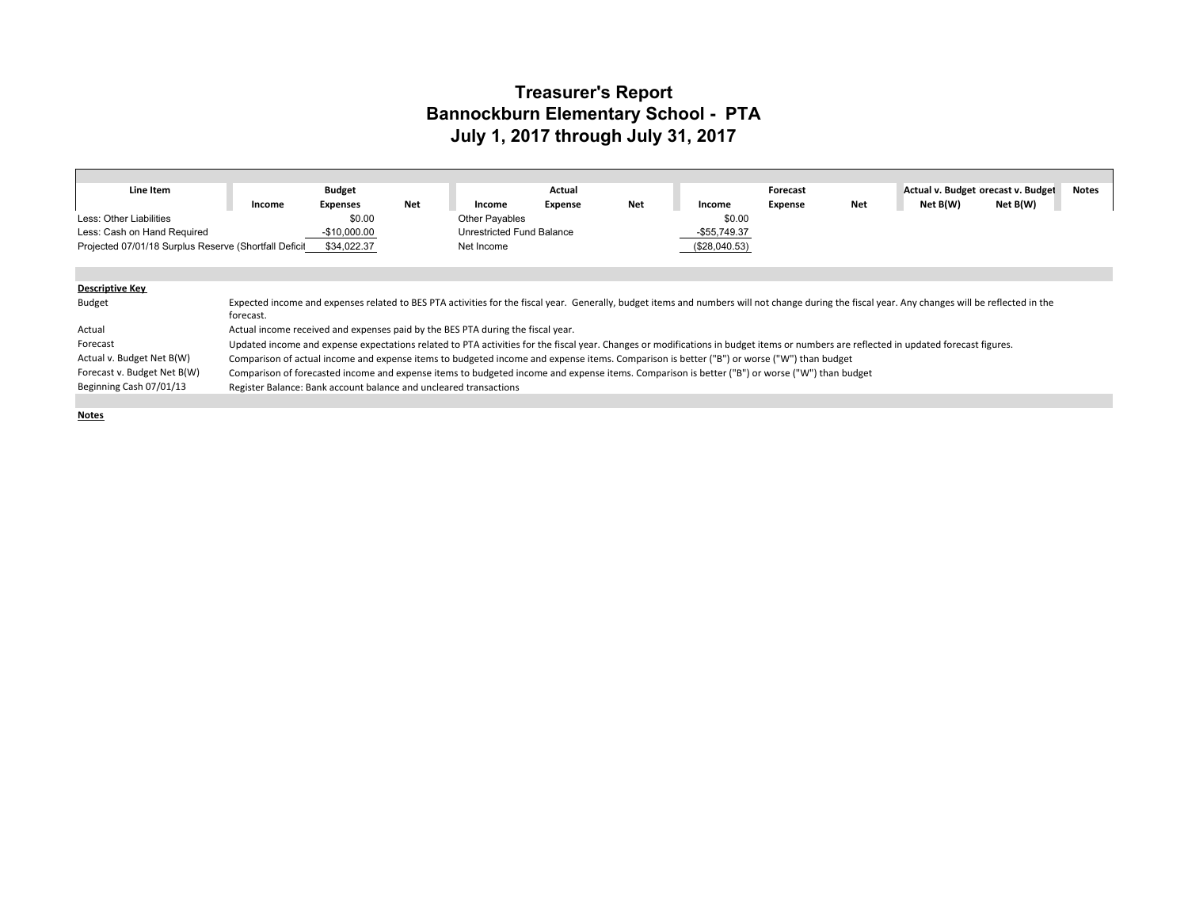# Treasurer's Report
# Bannockburn Elementary School - PTA
# July 1, 2017 through July 31, 2017

| Line Item | Budget | | | Actual | | | Forecast | | | Actual v. Budget | orecast v. Budget | Notes |
|---|---|---|---|---|---|---|---|---|---|---|---|---|
| | Income | Expenses | Net | Income | Expense | Net | Income | Expense | Net | Net B(W) | Net B(W) | |
| Less: Other Liabilities | | $0.00 | | Other Payables | | | $0.00 | | | | | |
| Less: Cash on Hand Required | | -$10,000.00 | | Unrestricted Fund Balance | | | -$55,749.37 | | | | | |
| Projected 07/01/18 Surplus Reserve (Shortfall Deficit | | $34,022.37 | | Net Income | | | ($28,040.53) | | | | | |

**Descriptive Key**

| | |
|---|---|
| Budget | Expected income and expenses related to BES PTA activities for the fiscal year. Generally, budget items and numbers will not change during the fiscal year. Any changes will be reflected in the forecast. |
| Actual | Actual income received and expenses paid by the BES PTA during the fiscal year. |
| Forecast | Updated income and expense expectations related to PTA activities for the fiscal year. Changes or modifications in budget items or numbers are reflected in updated forecast figures. |
| Actual v. Budget Net B(W) | Comparison of actual income and expense items to budgeted income and expense items. Comparison is better ("B") or worse ("W") than budget |
| Forecast v. Budget Net B(W) | Comparison of forecasted income and expense items to budgeted income and expense items. Comparison is better ("B") or worse ("W") than budget |
| Beginning Cash 07/01/13 | Register Balance: Bank account balance and uncleared transactions |

**Notes**